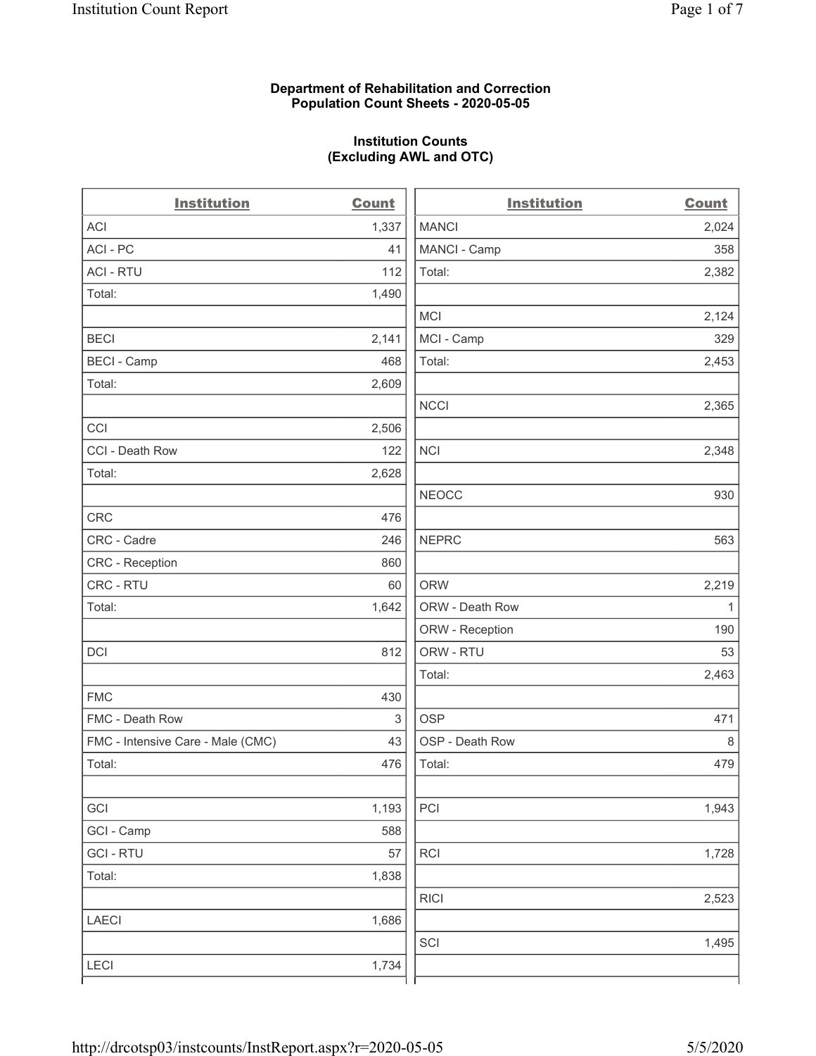**Department of Rehabilitation and Correction**
**Population Count Sheets - 2020-05-05**

**Institution Counts**
**(Excluding AWL and OTC)**

| Institution | Count |
|---|---|
| ACI | 1,337 |
| ACI - PC | 41 |
| ACI - RTU | 112 |
| Total: | 1,490 |
| | |
| BECI | 2,141 |
| BECI - Camp | 468 |
| Total: | 2,609 |
| | |
| CCI | 2,506 |
| CCI - Death Row | 122 |
| Total: | 2,628 |
| | |
| CRC | 476 |
| CRC - Cadre | 246 |
| CRC - Reception | 860 |
| CRC - RTU | 60 |
| Total: | 1,642 |
| | |
| DCI | 812 |
| | |
| FMC | 430 |
| FMC - Death Row | 3 |
| FMC - Intensive Care - Male (CMC) | 43 |
| Total: | 476 |
| | |
| GCI | 1,193 |
| GCI - Camp | 588 |
| GCI - RTU | 57 |
| Total: | 1,838 |
| | |
| LAECI | 1,686 |
| | |
| LECI | 1,734 |

| Institution | Count |
|---|---|
| MANCI | 2,024 |
| MANCI - Camp | 358 |
| Total: | 2,382 |
| | |
| MCI | 2,124 |
| MCI - Camp | 329 |
| Total: | 2,453 |
| | |
| NCCI | 2,365 |
| | |
| NCI | 2,348 |
| | |
| NEOCC | 930 |
| | |
| NEPRC | 563 |
| | |
| ORW | 2,219 |
| ORW - Death Row | 1 |
| ORW - Reception | 190 |
| ORW - RTU | 53 |
| Total: | 2,463 |
| | |
| OSP | 471 |
| OSP - Death Row | 8 |
| Total: | 479 |
| | |
| PCI | 1,943 |
| | |
| RCI | 1,728 |
| | |
| RICI | 2,523 |
| | |
| SCI | 1,495 |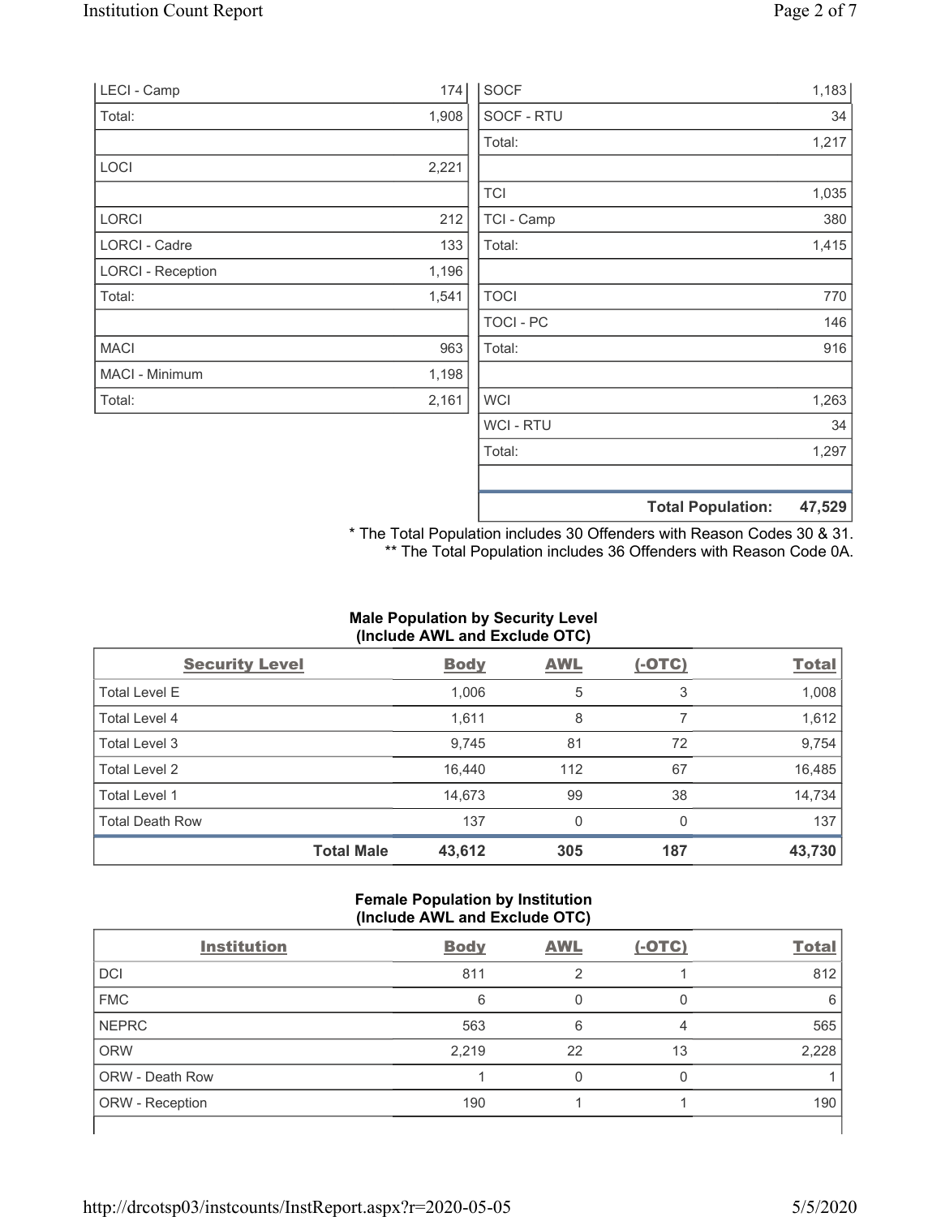| | |
|---|---|
| LECI - Camp | 174 |
| Total: | 1,908 |
| | |
| LOCI | 2,221 |
| | |
| LORCI | 212 |
| LORCI - Cadre | 133 |
| LORCI - Reception | 1,196 |
| Total: | 1,541 |
| | |
| MACI | 963 |
| MACI - Minimum | 1,198 |
| Total: | 2,161 |
| SOCF | 1,183 |
| SOCF - RTU | 34 |
| Total: | 1,217 |
| | |
| TCI | 1,035 |
| TCI - Camp | 380 |
| Total: | 1,415 |
| | |
| TOCI | 770 |
| TOCI - PC | 146 |
| Total: | 916 |
| | |
| WCI | 1,263 |
| WCI - RTU | 34 |
| Total: | 1,297 |
| | |
| **Total Population:** | **47,529** |

\* The Total Population includes 30 Offenders with Reason Codes 30 & 31.
\** The Total Population includes 36 Offenders with Reason Code 0A.

**Male Population by Security Level (Include AWL and Exclude OTC)**

| Security Level | Body | AWL | (-OTC) | Total |
|---|---|---|---|---|
| Total Level E | 1,006 | 5 | 3 | 1,008 |
| Total Level 4 | 1,611 | 8 | 7 | 1,612 |
| Total Level 3 | 9,745 | 81 | 72 | 9,754 |
| Total Level 2 | 16,440 | 112 | 67 | 16,485 |
| Total Level 1 | 14,673 | 99 | 38 | 14,734 |
| Total Death Row | 137 | 0 | 0 | 137 |
| **Total Male** | **43,612** | **305** | **187** | **43,730** |

**Female Population by Institution (Include AWL and Exclude OTC)**

| Institution | Body | AWL | (-OTC) | Total |
|---|---|---|---|---|
| DCI | 811 | 2 | 1 | 812 |
| FMC | 6 | 0 | 0 | 6 |
| NEPRC | 563 | 6 | 4 | 565 |
| ORW | 2,219 | 22 | 13 | 2,228 |
| ORW - Death Row | 1 | 0 | 0 | 1 |
| ORW - Reception | 190 | 1 | 1 | 190 |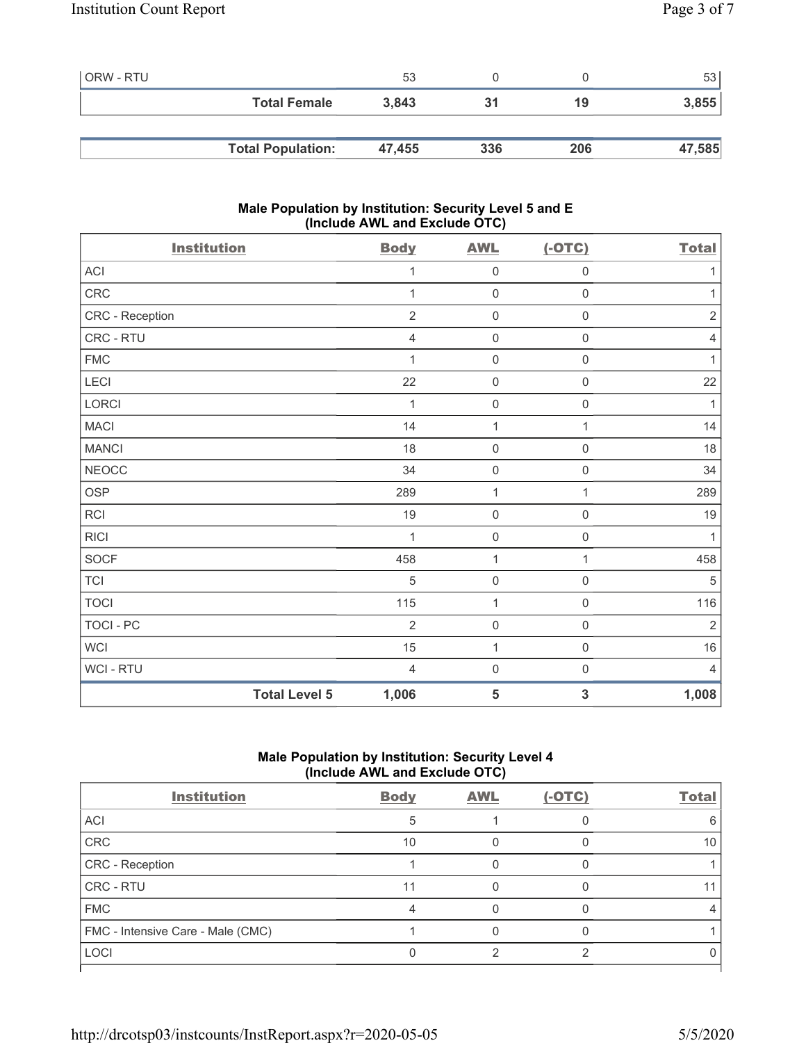| | | | | |
|---|---|---|---|---|
| ORW - RTU | 53 | 0 | 0 | 53 |
| **Total Female** | **3,843** | **31** | **19** | **3,855** |

| | | | | |
|---|---|---|---|---|
| **Total Population:** | **47,455** | **336** | **206** | **47,585** |

### Male Population by Institution: Security Level 5 and E (Include AWL and Exclude OTC)

| Institution | Body | AWL | (-OTC) | Total |
|---|---|---|---|---|
| ACI | 1 | 0 | 0 | 1 |
| CRC | 1 | 0 | 0 | 1 |
| CRC - Reception | 2 | 0 | 0 | 2 |
| CRC - RTU | 4 | 0 | 0 | 4 |
| FMC | 1 | 0 | 0 | 1 |
| LECI | 22 | 0 | 0 | 22 |
| LORCI | 1 | 0 | 0 | 1 |
| MACI | 14 | 1 | 1 | 14 |
| MANCI | 18 | 0 | 0 | 18 |
| NEOCC | 34 | 0 | 0 | 34 |
| OSP | 289 | 1 | 1 | 289 |
| RCI | 19 | 0 | 0 | 19 |
| RICI | 1 | 0 | 0 | 1 |
| SOCF | 458 | 1 | 1 | 458 |
| TCI | 5 | 0 | 0 | 5 |
| TOCI | 115 | 1 | 0 | 116 |
| TOCI - PC | 2 | 0 | 0 | 2 |
| WCI | 15 | 1 | 0 | 16 |
| WCI - RTU | 4 | 0 | 0 | 4 |
| **Total Level 5** | **1,006** | **5** | **3** | **1,008** |

### Male Population by Institution: Security Level 4 (Include AWL and Exclude OTC)

| Institution | Body | AWL | (-OTC) | Total |
|---|---|---|---|---|
| ACI | 5 | 1 | 0 | 6 |
| CRC | 10 | 0 | 0 | 10 |
| CRC - Reception | 1 | 0 | 0 | 1 |
| CRC - RTU | 11 | 0 | 0 | 11 |
| FMC | 4 | 0 | 0 | 4 |
| FMC - Intensive Care - Male (CMC) | 1 | 0 | 0 | 1 |
| LOCI | 0 | 2 | 2 | 0 |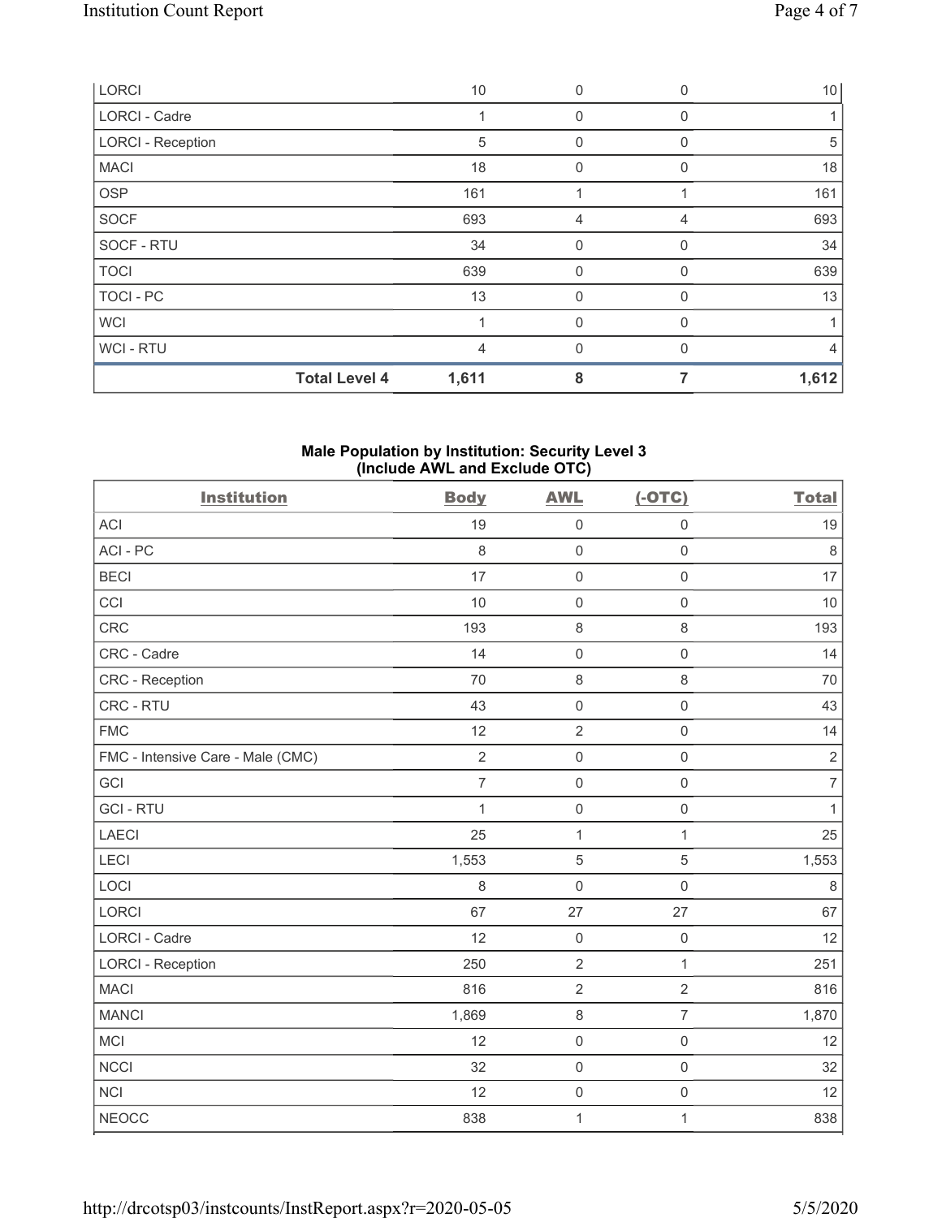| | | | | |
|---|---|---|---|---|
| LORCI | 10 | 0 | 0 | 10 |
| LORCI - Cadre | 1 | 0 | 0 | 1 |
| LORCI - Reception | 5 | 0 | 0 | 5 |
| MACI | 18 | 0 | 0 | 18 |
| OSP | 161 | 1 | 1 | 161 |
| SOCF | 693 | 4 | 4 | 693 |
| SOCF - RTU | 34 | 0 | 0 | 34 |
| TOCI | 639 | 0 | 0 | 639 |
| TOCI - PC | 13 | 0 | 0 | 13 |
| WCI | 1 | 0 | 0 | 1 |
| WCI - RTU | 4 | 0 | 0 | 4 |
| **Total Level 4** | **1,611** | **8** | **7** | **1,612** |

### Male Population by Institution: Security Level 3 (Include AWL and Exclude OTC)

| Institution | Body | AWL | (-OTC) | Total |
|---|---|---|---|---|
| ACI | 19 | 0 | 0 | 19 |
| ACI - PC | 8 | 0 | 0 | 8 |
| BECI | 17 | 0 | 0 | 17 |
| CCI | 10 | 0 | 0 | 10 |
| CRC | 193 | 8 | 8 | 193 |
| CRC - Cadre | 14 | 0 | 0 | 14 |
| CRC - Reception | 70 | 8 | 8 | 70 |
| CRC - RTU | 43 | 0 | 0 | 43 |
| FMC | 12 | 2 | 0 | 14 |
| FMC - Intensive Care - Male (CMC) | 2 | 0 | 0 | 2 |
| GCI | 7 | 0 | 0 | 7 |
| GCI - RTU | 1 | 0 | 0 | 1 |
| LAECI | 25 | 1 | 1 | 25 |
| LECI | 1,553 | 5 | 5 | 1,553 |
| LOCI | 8 | 0 | 0 | 8 |
| LORCI | 67 | 27 | 27 | 67 |
| LORCI - Cadre | 12 | 0 | 0 | 12 |
| LORCI - Reception | 250 | 2 | 1 | 251 |
| MACI | 816 | 2 | 2 | 816 |
| MANCI | 1,869 | 8 | 7 | 1,870 |
| MCI | 12 | 0 | 0 | 12 |
| NCCI | 32 | 0 | 0 | 32 |
| NCI | 12 | 0 | 0 | 12 |
| NEOCC | 838 | 1 | 1 | 838 |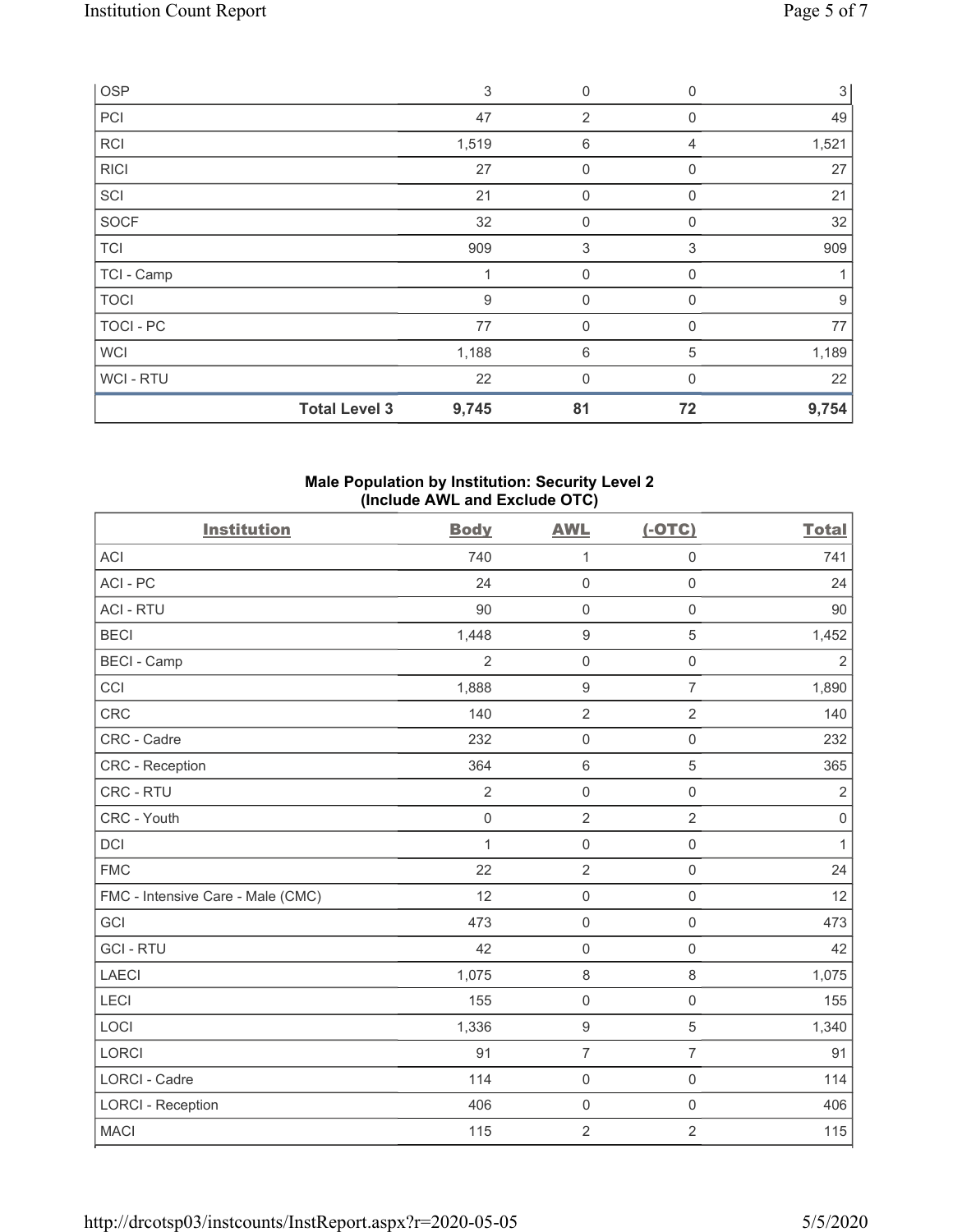| | | | | |
|---|---|---|---|---|
| OSP | 3 | 0 | 0 | 3 |
| PCI | 47 | 2 | 0 | 49 |
| RCI | 1,519 | 6 | 4 | 1,521 |
| RICI | 27 | 0 | 0 | 27 |
| SCI | 21 | 0 | 0 | 21 |
| SOCF | 32 | 0 | 0 | 32 |
| TCI | 909 | 3 | 3 | 909 |
| TCI - Camp | 1 | 0 | 0 | 1 |
| TOCI | 9 | 0 | 0 | 9 |
| TOCI - PC | 77 | 0 | 0 | 77 |
| WCI | 1,188 | 6 | 5 | 1,189 |
| WCI - RTU | 22 | 0 | 0 | 22 |
| **Total Level 3** | **9,745** | **81** | **72** | **9,754** |

### Male Population by Institution: Security Level 2 (Include AWL and Exclude OTC)

| Institution | Body | AWL | (-OTC) | Total |
|---|---|---|---|---|
| ACI | 740 | 1 | 0 | 741 |
| ACI - PC | 24 | 0 | 0 | 24 |
| ACI - RTU | 90 | 0 | 0 | 90 |
| BECI | 1,448 | 9 | 5 | 1,452 |
| BECI - Camp | 2 | 0 | 0 | 2 |
| CCI | 1,888 | 9 | 7 | 1,890 |
| CRC | 140 | 2 | 2 | 140 |
| CRC - Cadre | 232 | 0 | 0 | 232 |
| CRC - Reception | 364 | 6 | 5 | 365 |
| CRC - RTU | 2 | 0 | 0 | 2 |
| CRC - Youth | 0 | 2 | 2 | 0 |
| DCI | 1 | 0 | 0 | 1 |
| FMC | 22 | 2 | 0 | 24 |
| FMC - Intensive Care - Male (CMC) | 12 | 0 | 0 | 12 |
| GCI | 473 | 0 | 0 | 473 |
| GCI - RTU | 42 | 0 | 0 | 42 |
| LAECI | 1,075 | 8 | 8 | 1,075 |
| LECI | 155 | 0 | 0 | 155 |
| LOCI | 1,336 | 9 | 5 | 1,340 |
| LORCI | 91 | 7 | 7 | 91 |
| LORCI - Cadre | 114 | 0 | 0 | 114 |
| LORCI - Reception | 406 | 0 | 0 | 406 |
| MACI | 115 | 2 | 2 | 115 |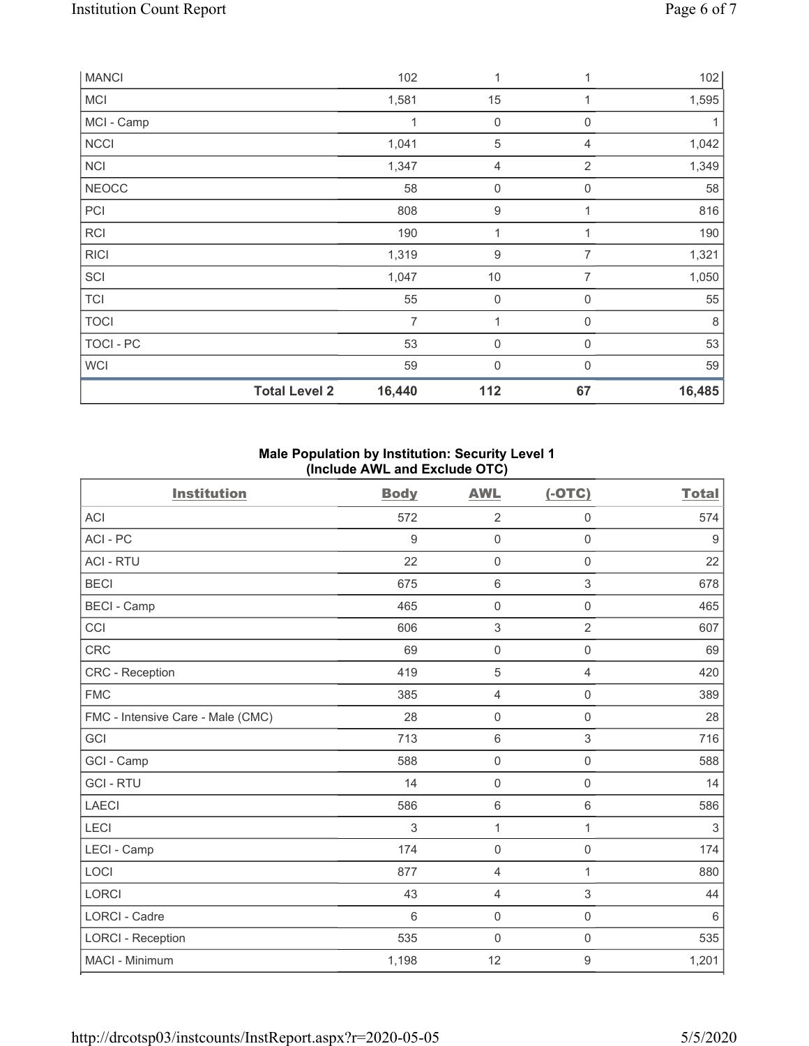| MANCI | | 102 | 1 | 1 | 102 |
|---|---|---|---|---|---|
| MCI | | 1,581 | 15 | 1 | 1,595 |
| MCI - Camp | | 1 | 0 | 0 | 1 |
| NCCI | | 1,041 | 5 | 4 | 1,042 |
| NCI | | 1,347 | 4 | 2 | 1,349 |
| NEOCC | | 58 | 0 | 0 | 58 |
| PCI | | 808 | 9 | 1 | 816 |
| RCI | | 190 | 1 | 1 | 190 |
| RICI | | 1,319 | 9 | 7 | 1,321 |
| SCI | | 1,047 | 10 | 7 | 1,050 |
| TCI | | 55 | 0 | 0 | 55 |
| TOCI | | 7 | 1 | 0 | 8 |
| TOCI - PC | | 53 | 0 | 0 | 53 |
| WCI | | 59 | 0 | 0 | 59 |
| | **Total Level 2** | **16,440** | **112** | **67** | **16,485** |

**Male Population by Institution: Security Level 1**
**(Include AWL and Exclude OTC)**

| Institution | Body | AWL | (-OTC) | Total |
|---|---|---|---|---|
| ACI | 572 | 2 | 0 | 574 |
| ACI - PC | 9 | 0 | 0 | 9 |
| ACI - RTU | 22 | 0 | 0 | 22 |
| BECI | 675 | 6 | 3 | 678 |
| BECI - Camp | 465 | 0 | 0 | 465 |
| CCI | 606 | 3 | 2 | 607 |
| CRC | 69 | 0 | 0 | 69 |
| CRC - Reception | 419 | 5 | 4 | 420 |
| FMC | 385 | 4 | 0 | 389 |
| FMC - Intensive Care - Male (CMC) | 28 | 0 | 0 | 28 |
| GCI | 713 | 6 | 3 | 716 |
| GCI - Camp | 588 | 0 | 0 | 588 |
| GCI - RTU | 14 | 0 | 0 | 14 |
| LAECI | 586 | 6 | 6 | 586 |
| LECI | 3 | 1 | 1 | 3 |
| LECI - Camp | 174 | 0 | 0 | 174 |
| LOCI | 877 | 4 | 1 | 880 |
| LORCI | 43 | 4 | 3 | 44 |
| LORCI - Cadre | 6 | 0 | 0 | 6 |
| LORCI - Reception | 535 | 0 | 0 | 535 |
| MACI - Minimum | 1,198 | 12 | 9 | 1,201 |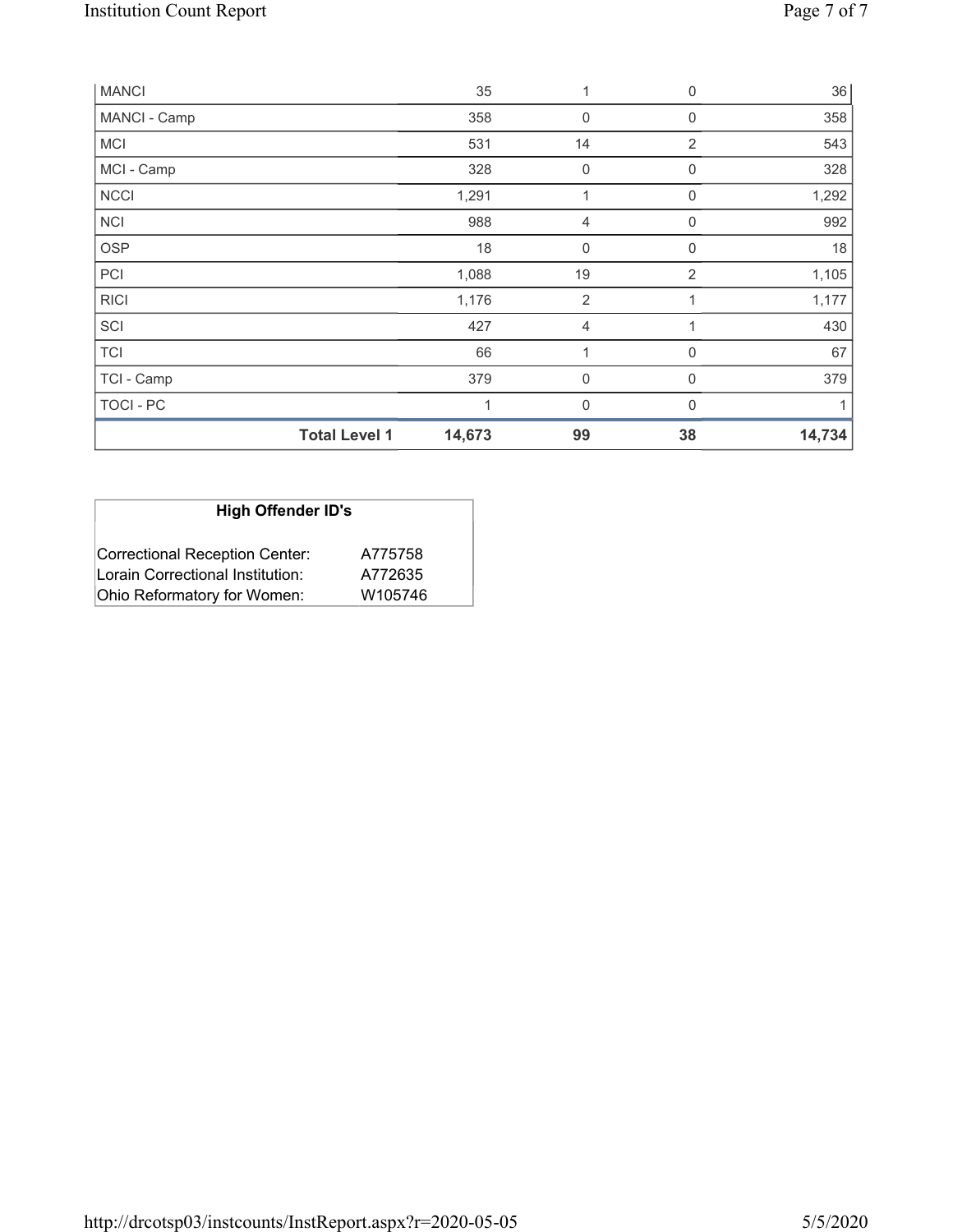| | | | | |
|---|---|---|---|---|
| MANCI | 35 | 1 | 0 | 36 |
| MANCI - Camp | 358 | 0 | 0 | 358 |
| MCI | 531 | 14 | 2 | 543 |
| MCI - Camp | 328 | 0 | 0 | 328 |
| NCCI | 1,291 | 1 | 0 | 1,292 |
| NCI | 988 | 4 | 0 | 992 |
| OSP | 18 | 0 | 0 | 18 |
| PCI | 1,088 | 19 | 2 | 1,105 |
| RICI | 1,176 | 2 | 1 | 1,177 |
| SCI | 427 | 4 | 1 | 430 |
| TCI | 66 | 1 | 0 | 67 |
| TCI - Camp | 379 | 0 | 0 | 379 |
| TOCI - PC | 1 | 0 | 0 | 1 |
| **Total Level 1** | **14,673** | **99** | **38** | **14,734** |

| High Offender ID's | |
|---|---|
| Correctional Reception Center: | A775758 |
| Lorain Correctional Institution: | A772635 |
| Ohio Reformatory for Women: | W105746 |